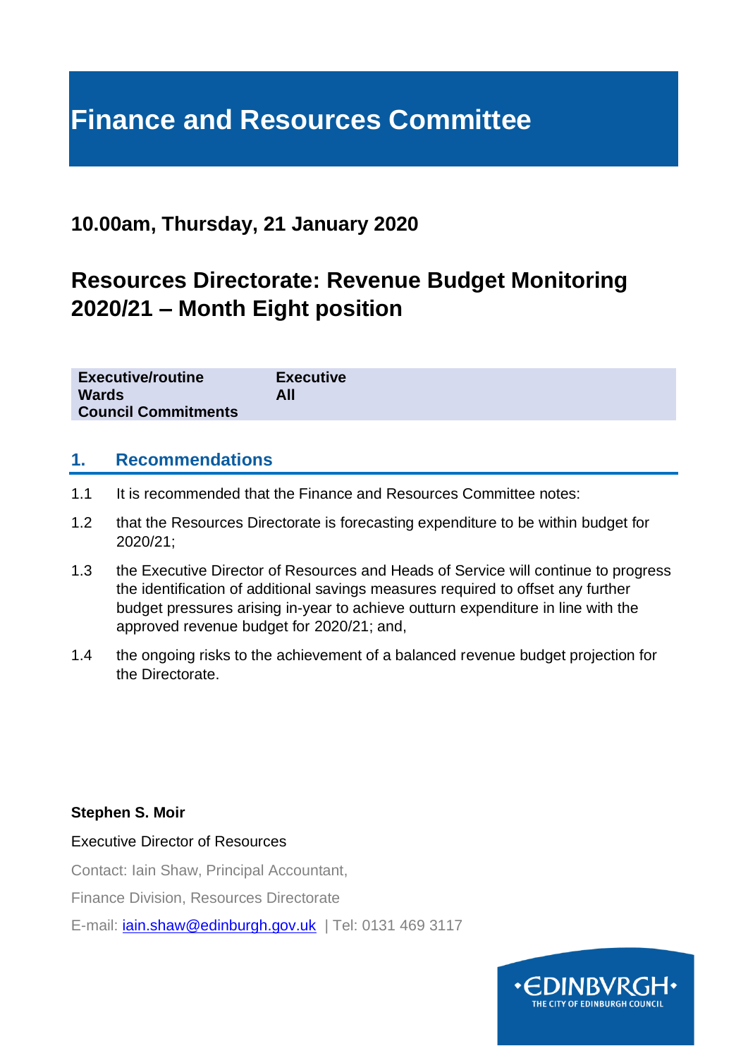# Finance and Resources Committee

## 10.00am, Thursday, 21 January 2020

## Resources Directorate: Revenue Budget Monitoring 2020/21 – Month Eight position

| | |
|---|---|
| **Executive/routine** | **Executive** |
| **Wards** | **All** |
| **Council Commitments** | |

## 1. Recommendations

1.1 It is recommended that the Finance and Resources Committee notes:

1.2 that the Resources Directorate is forecasting expenditure to be within budget for 2020/21;

1.3 the Executive Director of Resources and Heads of Service will continue to progress the identification of additional savings measures required to offset any further budget pressures arising in-year to achieve outturn expenditure in line with the approved revenue budget for 2020/21; and,

1.4 the ongoing risks to the achievement of a balanced revenue budget projection for the Directorate.

**Stephen S. Moir**

Executive Director of Resources

Contact: Iain Shaw, Principal Accountant,

Finance Division, Resources Directorate

E-mail: iain.shaw@edinburgh.gov.uk | Tel: 0131 469 3117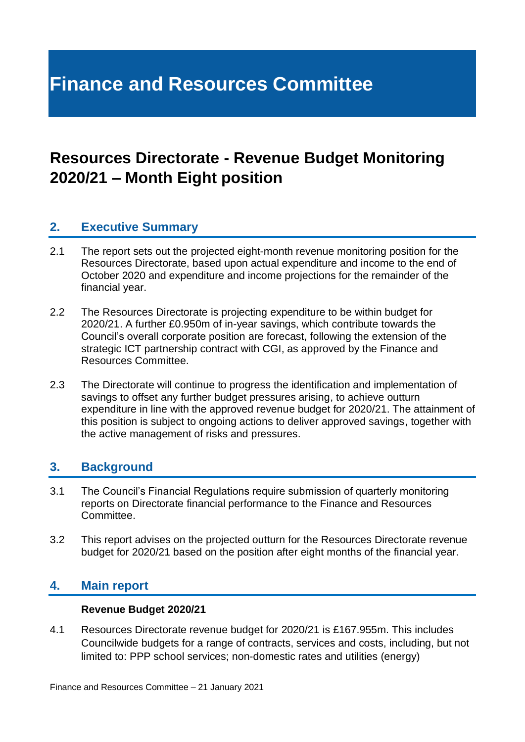# Finance and Resources Committee

## Resources Directorate - Revenue Budget Monitoring 2020/21 – Month Eight position

## 2. Executive Summary

2.1 The report sets out the projected eight-month revenue monitoring position for the Resources Directorate, based upon actual expenditure and income to the end of October 2020 and expenditure and income projections for the remainder of the financial year.

2.2 The Resources Directorate is projecting expenditure to be within budget for 2020/21. A further £0.950m of in-year savings, which contribute towards the Council's overall corporate position are forecast, following the extension of the strategic ICT partnership contract with CGI, as approved by the Finance and Resources Committee.

2.3 The Directorate will continue to progress the identification and implementation of savings to offset any further budget pressures arising, to achieve outturn expenditure in line with the approved revenue budget for 2020/21. The attainment of this position is subject to ongoing actions to deliver approved savings, together with the active management of risks and pressures.

## 3. Background

3.1 The Council's Financial Regulations require submission of quarterly monitoring reports on Directorate financial performance to the Finance and Resources Committee.

3.2 This report advises on the projected outturn for the Resources Directorate revenue budget for 2020/21 based on the position after eight months of the financial year.

## 4. Main report

**Revenue Budget 2020/21**

4.1 Resources Directorate revenue budget for 2020/21 is £167.955m. This includes Councilwide budgets for a range of contracts, services and costs, including, but not limited to: PPP school services; non-domestic rates and utilities (energy)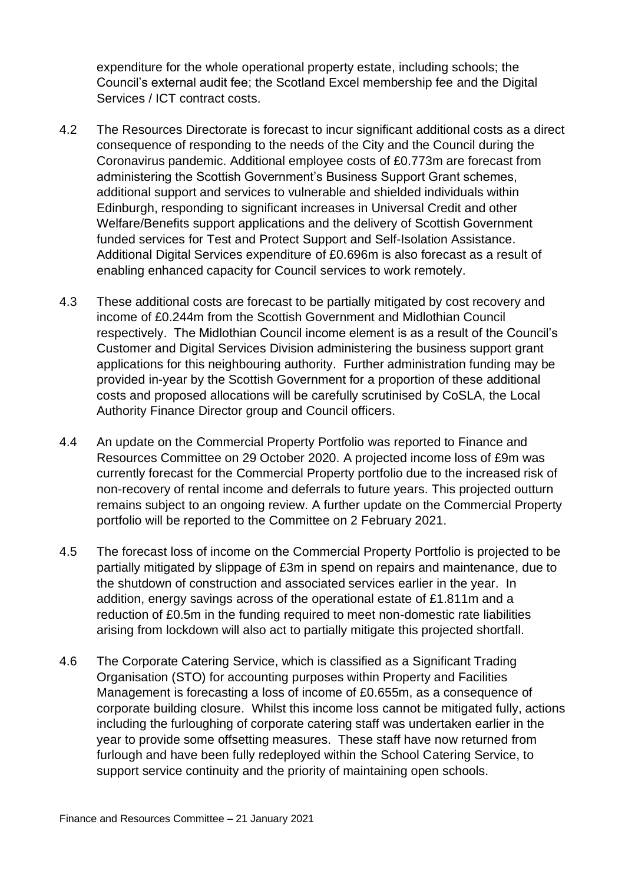expenditure for the whole operational property estate, including schools; the Council's external audit fee; the Scotland Excel membership fee and the Digital Services / ICT contract costs.

4.2 The Resources Directorate is forecast to incur significant additional costs as a direct consequence of responding to the needs of the City and the Council during the Coronavirus pandemic. Additional employee costs of £0.773m are forecast from administering the Scottish Government's Business Support Grant schemes, additional support and services to vulnerable and shielded individuals within Edinburgh, responding to significant increases in Universal Credit and other Welfare/Benefits support applications and the delivery of Scottish Government funded services for Test and Protect Support and Self-Isolation Assistance. Additional Digital Services expenditure of £0.696m is also forecast as a result of enabling enhanced capacity for Council services to work remotely.

4.3 These additional costs are forecast to be partially mitigated by cost recovery and income of £0.244m from the Scottish Government and Midlothian Council respectively. The Midlothian Council income element is as a result of the Council's Customer and Digital Services Division administering the business support grant applications for this neighbouring authority. Further administration funding may be provided in-year by the Scottish Government for a proportion of these additional costs and proposed allocations will be carefully scrutinised by CoSLA, the Local Authority Finance Director group and Council officers.

4.4 An update on the Commercial Property Portfolio was reported to Finance and Resources Committee on 29 October 2020. A projected income loss of £9m was currently forecast for the Commercial Property portfolio due to the increased risk of non-recovery of rental income and deferrals to future years. This projected outturn remains subject to an ongoing review. A further update on the Commercial Property portfolio will be reported to the Committee on 2 February 2021.

4.5 The forecast loss of income on the Commercial Property Portfolio is projected to be partially mitigated by slippage of £3m in spend on repairs and maintenance, due to the shutdown of construction and associated services earlier in the year. In addition, energy savings across of the operational estate of £1.811m and a reduction of £0.5m in the funding required to meet non-domestic rate liabilities arising from lockdown will also act to partially mitigate this projected shortfall.

4.6 The Corporate Catering Service, which is classified as a Significant Trading Organisation (STO) for accounting purposes within Property and Facilities Management is forecasting a loss of income of £0.655m, as a consequence of corporate building closure. Whilst this income loss cannot be mitigated fully, actions including the furloughing of corporate catering staff was undertaken earlier in the year to provide some offsetting measures. These staff have now returned from furlough and have been fully redeployed within the School Catering Service, to support service continuity and the priority of maintaining open schools.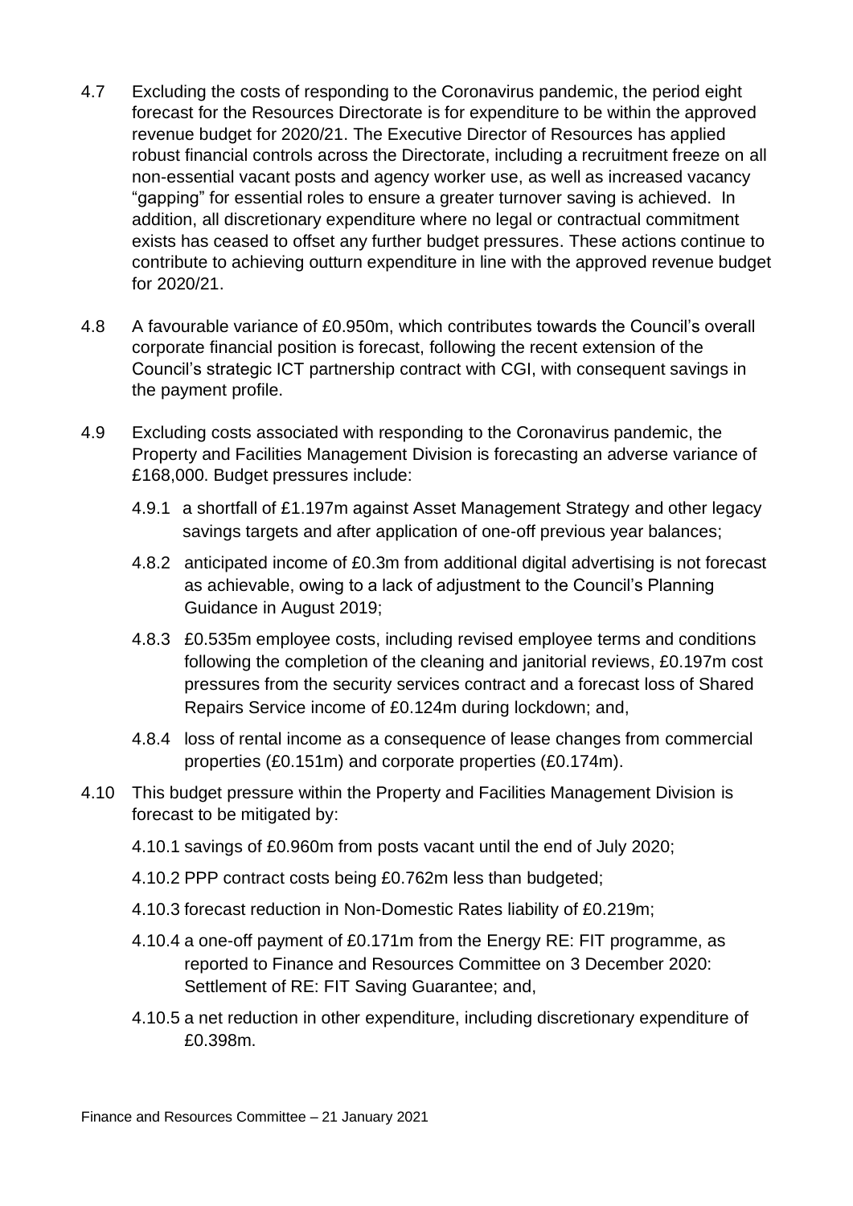4.7 Excluding the costs of responding to the Coronavirus pandemic, the period eight forecast for the Resources Directorate is for expenditure to be within the approved revenue budget for 2020/21. The Executive Director of Resources has applied robust financial controls across the Directorate, including a recruitment freeze on all non-essential vacant posts and agency worker use, as well as increased vacancy "gapping" for essential roles to ensure a greater turnover saving is achieved. In addition, all discretionary expenditure where no legal or contractual commitment exists has ceased to offset any further budget pressures. These actions continue to contribute to achieving outturn expenditure in line with the approved revenue budget for 2020/21.

4.8 A favourable variance of £0.950m, which contributes towards the Council's overall corporate financial position is forecast, following the recent extension of the Council's strategic ICT partnership contract with CGI, with consequent savings in the payment profile.

4.9 Excluding costs associated with responding to the Coronavirus pandemic, the Property and Facilities Management Division is forecasting an adverse variance of £168,000. Budget pressures include:

4.9.1 a shortfall of £1.197m against Asset Management Strategy and other legacy savings targets and after application of one-off previous year balances;

4.8.2 anticipated income of £0.3m from additional digital advertising is not forecast as achievable, owing to a lack of adjustment to the Council's Planning Guidance in August 2019;

4.8.3 £0.535m employee costs, including revised employee terms and conditions following the completion of the cleaning and janitorial reviews, £0.197m cost pressures from the security services contract and a forecast loss of Shared Repairs Service income of £0.124m during lockdown; and,

4.8.4 loss of rental income as a consequence of lease changes from commercial properties (£0.151m) and corporate properties (£0.174m).

4.10 This budget pressure within the Property and Facilities Management Division is forecast to be mitigated by:

4.10.1 savings of £0.960m from posts vacant until the end of July 2020;

4.10.2 PPP contract costs being £0.762m less than budgeted;

4.10.3 forecast reduction in Non-Domestic Rates liability of £0.219m;

4.10.4 a one-off payment of £0.171m from the Energy RE: FIT programme, as reported to Finance and Resources Committee on 3 December 2020: Settlement of RE: FIT Saving Guarantee; and,

4.10.5 a net reduction in other expenditure, including discretionary expenditure of £0.398m.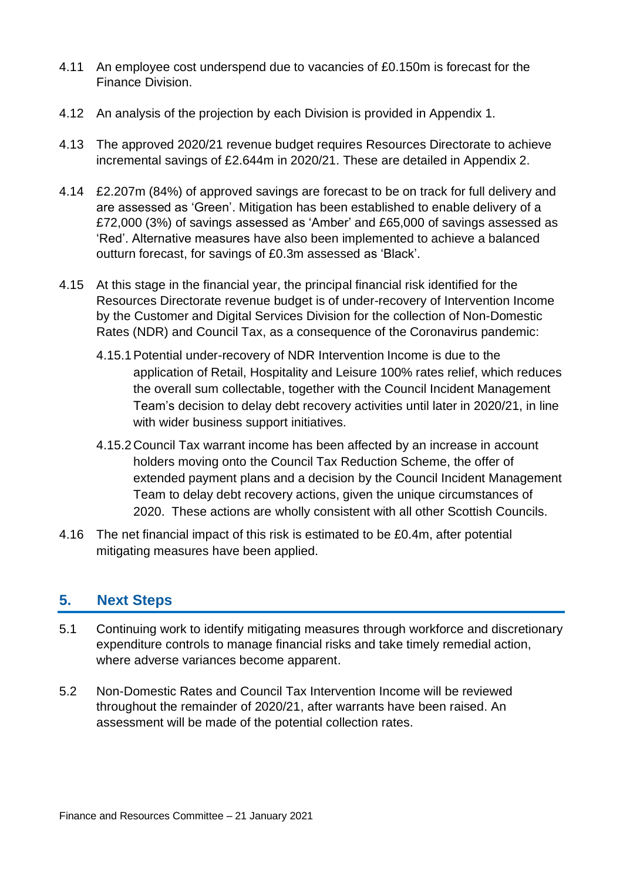4.11 An employee cost underspend due to vacancies of £0.150m is forecast for the Finance Division.

4.12 An analysis of the projection by each Division is provided in Appendix 1.

4.13 The approved 2020/21 revenue budget requires Resources Directorate to achieve incremental savings of £2.644m in 2020/21. These are detailed in Appendix 2.

4.14 £2.207m (84%) of approved savings are forecast to be on track for full delivery and are assessed as 'Green'. Mitigation has been established to enable delivery of a £72,000 (3%) of savings assessed as 'Amber' and £65,000 of savings assessed as 'Red'. Alternative measures have also been implemented to achieve a balanced outturn forecast, for savings of £0.3m assessed as 'Black'.

4.15 At this stage in the financial year, the principal financial risk identified for the Resources Directorate revenue budget is of under-recovery of Intervention Income by the Customer and Digital Services Division for the collection of Non-Domestic Rates (NDR) and Council Tax, as a consequence of the Coronavirus pandemic:

4.15.1 Potential under-recovery of NDR Intervention Income is due to the application of Retail, Hospitality and Leisure 100% rates relief, which reduces the overall sum collectable, together with the Council Incident Management Team's decision to delay debt recovery activities until later in 2020/21, in line with wider business support initiatives.

4.15.2 Council Tax warrant income has been affected by an increase in account holders moving onto the Council Tax Reduction Scheme, the offer of extended payment plans and a decision by the Council Incident Management Team to delay debt recovery actions, given the unique circumstances of 2020. These actions are wholly consistent with all other Scottish Councils.

4.16 The net financial impact of this risk is estimated to be £0.4m, after potential mitigating measures have been applied.

## 5. Next Steps

5.1 Continuing work to identify mitigating measures through workforce and discretionary expenditure controls to manage financial risks and take timely remedial action, where adverse variances become apparent.

5.2 Non-Domestic Rates and Council Tax Intervention Income will be reviewed throughout the remainder of 2020/21, after warrants have been raised. An assessment will be made of the potential collection rates.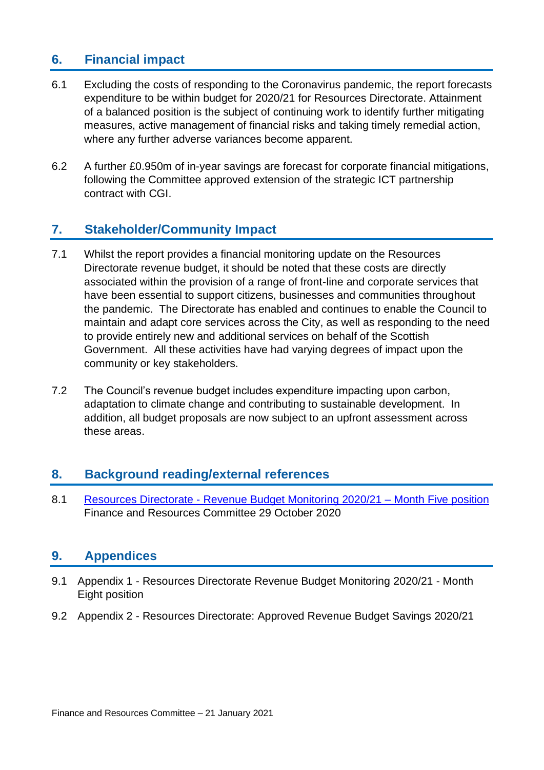## 6. Financial impact

6.1 Excluding the costs of responding to the Coronavirus pandemic, the report forecasts expenditure to be within budget for 2020/21 for Resources Directorate. Attainment of a balanced position is the subject of continuing work to identify further mitigating measures, active management of financial risks and taking timely remedial action, where any further adverse variances become apparent.

6.2 A further £0.950m of in-year savings are forecast for corporate financial mitigations, following the Committee approved extension of the strategic ICT partnership contract with CGI.

## 7. Stakeholder/Community Impact

7.1 Whilst the report provides a financial monitoring update on the Resources Directorate revenue budget, it should be noted that these costs are directly associated within the provision of a range of front-line and corporate services that have been essential to support citizens, businesses and communities throughout the pandemic. The Directorate has enabled and continues to enable the Council to maintain and adapt core services across the City, as well as responding to the need to provide entirely new and additional services on behalf of the Scottish Government. All these activities have had varying degrees of impact upon the community or key stakeholders.

7.2 The Council's revenue budget includes expenditure impacting upon carbon, adaptation to climate change and contributing to sustainable development. In addition, all budget proposals are now subject to an upfront assessment across these areas.

## 8. Background reading/external references

8.1 Resources Directorate - Revenue Budget Monitoring 2020/21 – Month Five position Finance and Resources Committee 29 October 2020

## 9. Appendices

9.1 Appendix 1 - Resources Directorate Revenue Budget Monitoring 2020/21 - Month Eight position

9.2 Appendix 2 - Resources Directorate: Approved Revenue Budget Savings 2020/21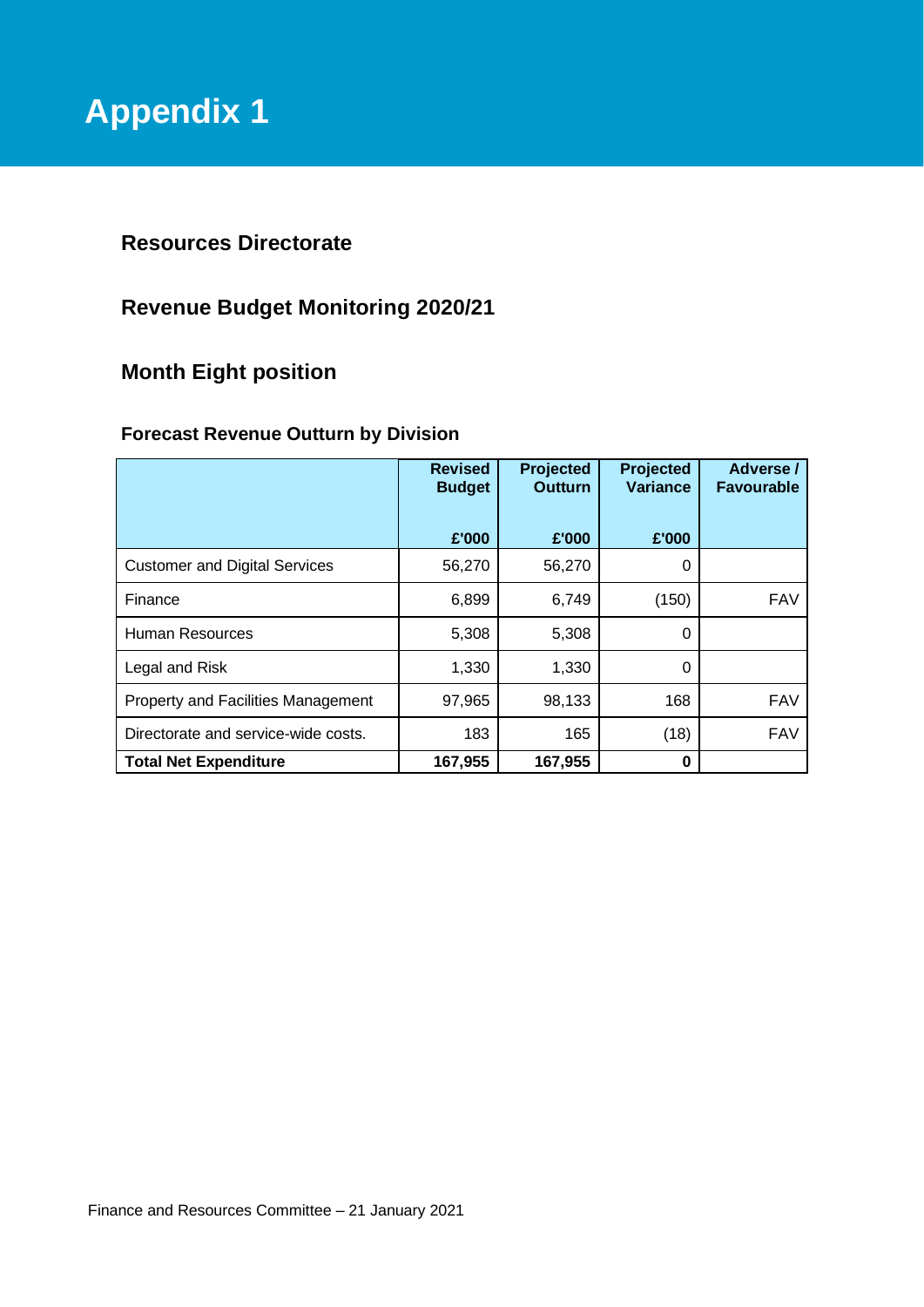# Appendix 1

## Resources Directorate

## Revenue Budget Monitoring 2020/21

## Month Eight position

### Forecast Revenue Outturn by Division

| | Revised Budget<br>£'000 | Projected Outturn<br>£'000 | Projected Variance<br>£'000 | Adverse / Favourable |
|---|---|---|---|---|
| Customer and Digital Services | 56,270 | 56,270 | 0 | |
| Finance | 6,899 | 6,749 | (150) | FAV |
| Human Resources | 5,308 | 5,308 | 0 | |
| Legal and Risk | 1,330 | 1,330 | 0 | |
| Property and Facilities Management | 97,965 | 98,133 | 168 | FAV |
| Directorate and service-wide costs. | 183 | 165 | (18) | FAV |
| **Total Net Expenditure** | **167,955** | **167,955** | **0** | |

Finance and Resources Committee – 21 January 2021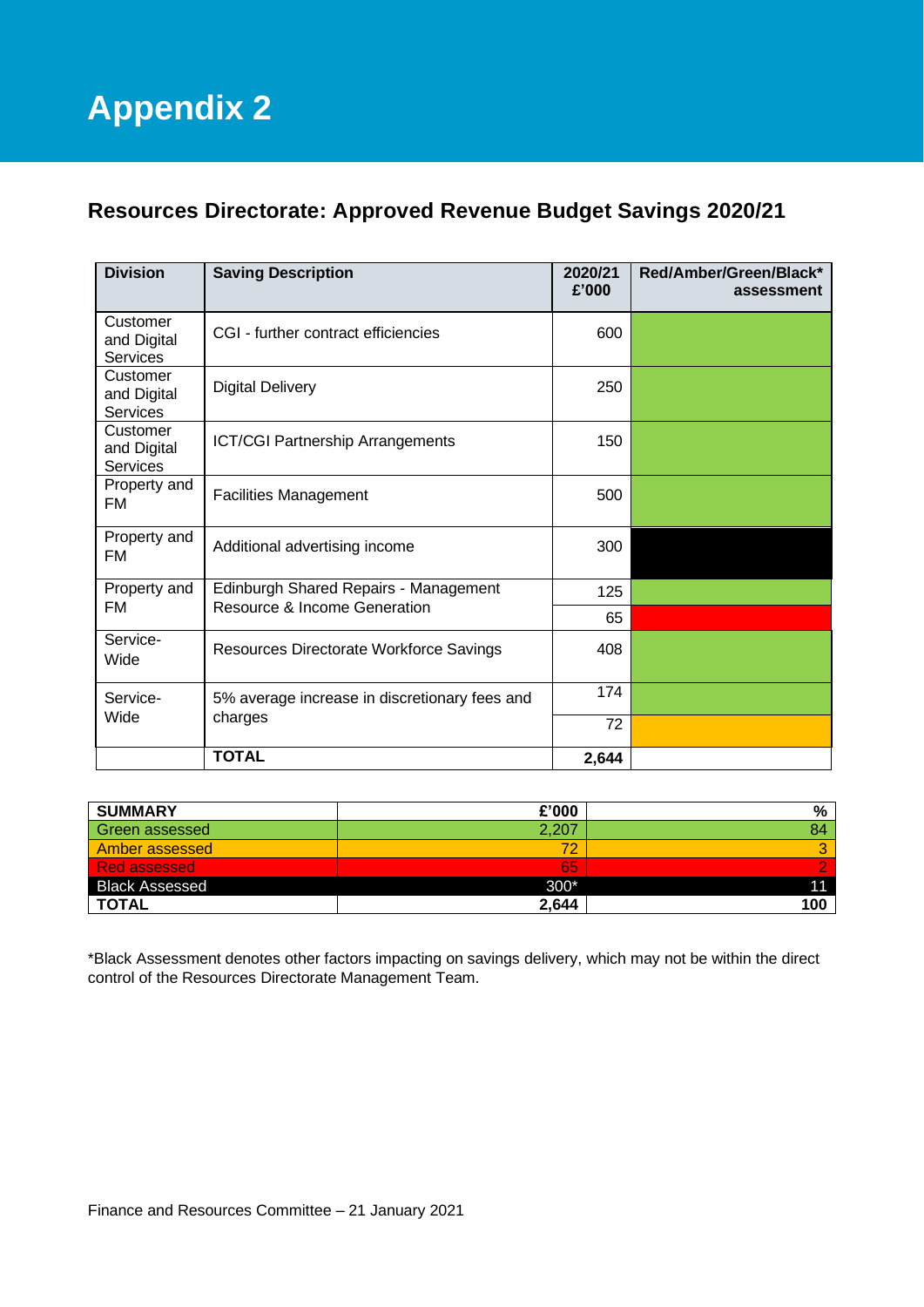# Appendix 2

## Resources Directorate: Approved Revenue Budget Savings 2020/21

| Division | Saving Description | 2020/21 £'000 | Red/Amber/Green/Black* assessment |
|---|---|---|---|
| Customer and Digital Services | CGI - further contract efficiencies | 600 | Green |
| Customer and Digital Services | Digital Delivery | 250 | Green |
| Customer and Digital Services | ICT/CGI Partnership Arrangements | 150 | Green |
| Property and FM | Facilities Management | 500 | Green |
| Property and FM | Additional advertising income | 300 | Black |
| Property and FM | Edinburgh Shared Repairs - Management Resource & Income Generation | 125 | Green |
| | | 65 | Red |
| Service-Wide | Resources Directorate Workforce Savings | 408 | Green |
| Service-Wide | 5% average increase in discretionary fees and charges | 174 | Green |
| | | 72 | Amber |
| | **TOTAL** | **2,644** | |

| SUMMARY | £'000 | % |
|---|---|---|
| Green assessed | 2,207 | 84 |
| Amber assessed | 72 | 3 |
| Red assessed | 65 | 2 |
| Black Assessed | 300* | 11 |
| **TOTAL** | **2,644** | **100** |

*Black Assessment denotes other factors impacting on savings delivery, which may not be within the direct control of the Resources Directorate Management Team.